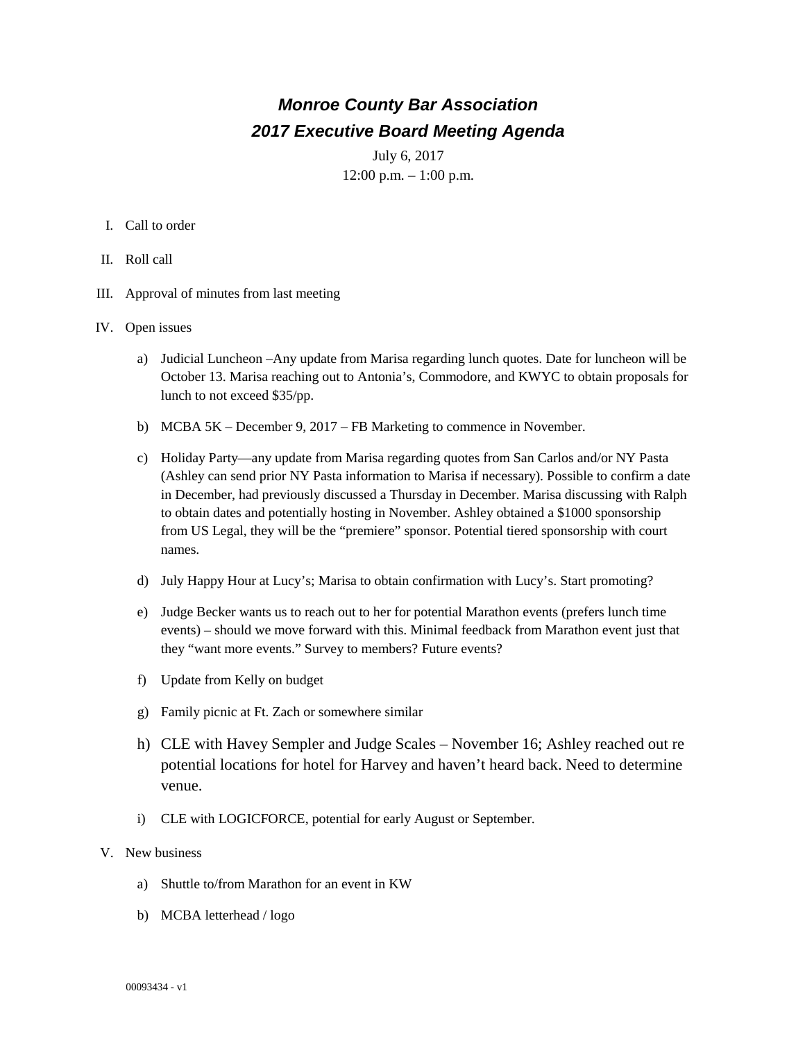# *Monroe County Bar Association*
## *2017 Executive Board Meeting Agenda*

July 6, 2017
12:00 p.m. – 1:00 p.m.

I. Call to order

II. Roll call

III. Approval of minutes from last meeting

IV. Open issues

   a) Judicial Luncheon –Any update from Marisa regarding lunch quotes. Date for luncheon will be October 13. Marisa reaching out to Antonia's, Commodore, and KWYC to obtain proposals for lunch to not exceed $35/pp.

   b) MCBA 5K – December 9, 2017 – FB Marketing to commence in November.

   c) Holiday Party—any update from Marisa regarding quotes from San Carlos and/or NY Pasta (Ashley can send prior NY Pasta information to Marisa if necessary). Possible to confirm a date in December, had previously discussed a Thursday in December. Marisa discussing with Ralph to obtain dates and potentially hosting in November. Ashley obtained a $1000 sponsorship from US Legal, they will be the "premiere" sponsor. Potential tiered sponsorship with court names.

   d) July Happy Hour at Lucy's; Marisa to obtain confirmation with Lucy's. Start promoting?

   e) Judge Becker wants us to reach out to her for potential Marathon events (prefers lunch time events) – should we move forward with this. Minimal feedback from Marathon event just that they "want more events." Survey to members? Future events?

   f) Update from Kelly on budget

   g) Family picnic at Ft. Zach or somewhere similar

   h) CLE with Havey Sempler and Judge Scales – November 16; Ashley reached out re potential locations for hotel for Harvey and haven't heard back. Need to determine venue.

   i) CLE with LOGICFORCE, potential for early August or September.

V. New business

   a) Shuttle to/from Marathon for an event in KW

   b) MCBA letterhead / logo

00093434 - v1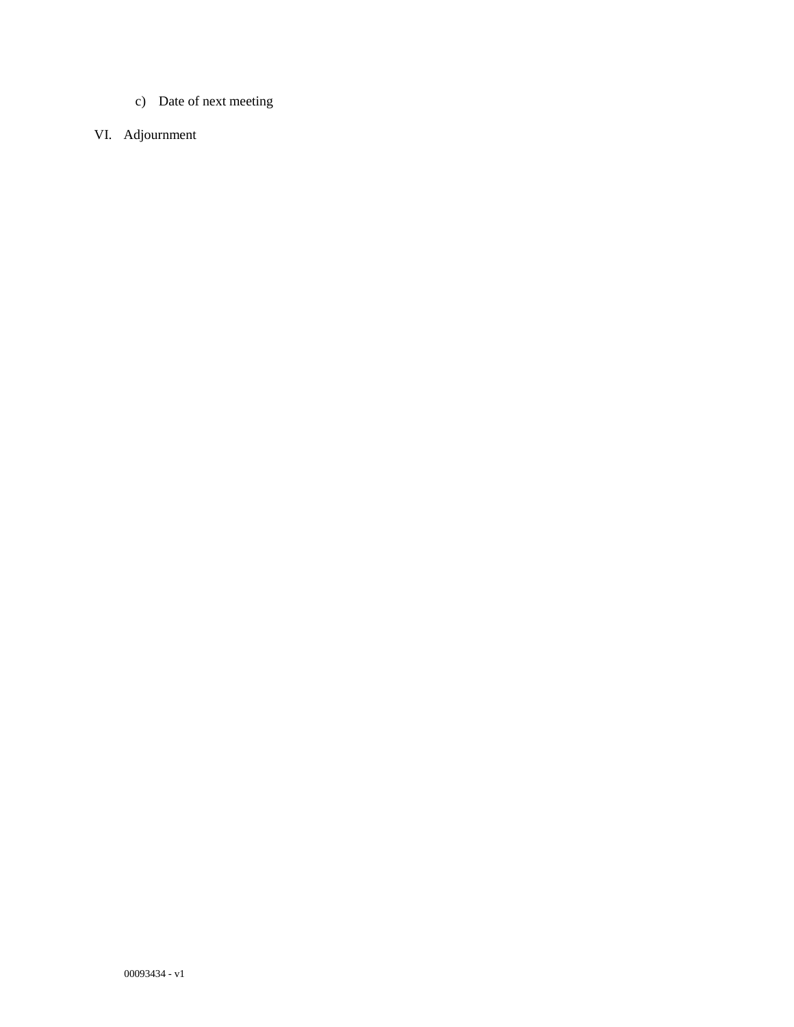c) Date of next meeting

VI. Adjournment

00093434 - v1